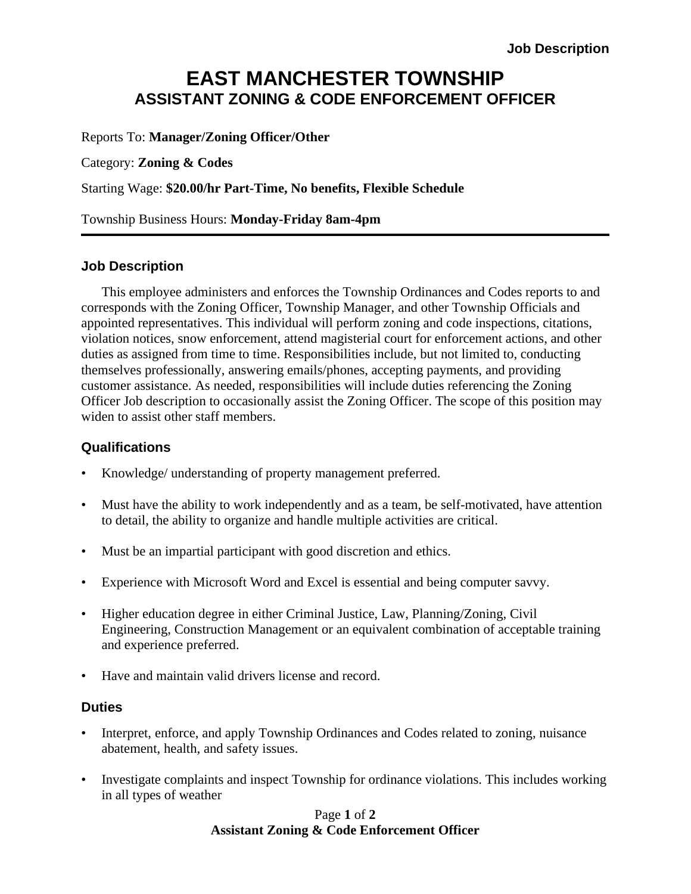**Job Description**

# EAST MANCHESTER TOWNSHIP
## ASSISTANT ZONING & CODE ENFORCEMENT OFFICER

Reports To: **Manager/Zoning Officer/Other**

Category: **Zoning & Codes**

Starting Wage: **$20.00/hr Part-Time, No benefits, Flexible Schedule**

Township Business Hours: **Monday-Friday 8am-4pm**

---

### Job Description

This employee administers and enforces the Township Ordinances and Codes reports to and corresponds with the Zoning Officer, Township Manager, and other Township Officials and appointed representatives. This individual will perform zoning and code inspections, citations, violation notices, snow enforcement, attend magisterial court for enforcement actions, and other duties as assigned from time to time. Responsibilities include, but not limited to, conducting themselves professionally, answering emails/phones, accepting payments, and providing customer assistance. As needed, responsibilities will include duties referencing the Zoning Officer Job description to occasionally assist the Zoning Officer. The scope of this position may widen to assist other staff members.

### Qualifications

- Knowledge/ understanding of property management preferred.
- Must have the ability to work independently and as a team, be self-motivated, have attention to detail, the ability to organize and handle multiple activities are critical.
- Must be an impartial participant with good discretion and ethics.
- Experience with Microsoft Word and Excel is essential and being computer savvy.
- Higher education degree in either Criminal Justice, Law, Planning/Zoning, Civil Engineering, Construction Management or an equivalent combination of acceptable training and experience preferred.
- Have and maintain valid drivers license and record.

### Duties

- Interpret, enforce, and apply Township Ordinances and Codes related to zoning, nuisance abatement, health, and safety issues.
- Investigate complaints and inspect Township for ordinance violations. This includes working in all types of weather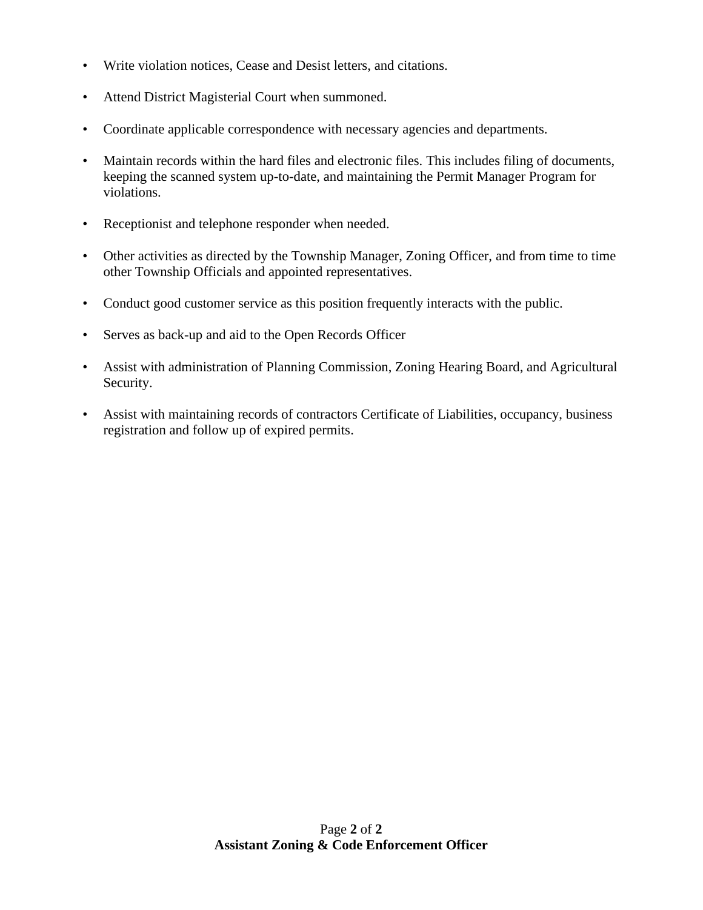- Write violation notices, Cease and Desist letters, and citations.
- Attend District Magisterial Court when summoned.
- Coordinate applicable correspondence with necessary agencies and departments.
- Maintain records within the hard files and electronic files. This includes filing of documents, keeping the scanned system up-to-date, and maintaining the Permit Manager Program for violations.
- Receptionist and telephone responder when needed.
- Other activities as directed by the Township Manager, Zoning Officer, and from time to time other Township Officials and appointed representatives.
- Conduct good customer service as this position frequently interacts with the public.
- Serves as back-up and aid to the Open Records Officer
- Assist with administration of Planning Commission, Zoning Hearing Board, and Agricultural Security.
- Assist with maintaining records of contractors Certificate of Liabilities, occupancy, business registration and follow up of expired permits.